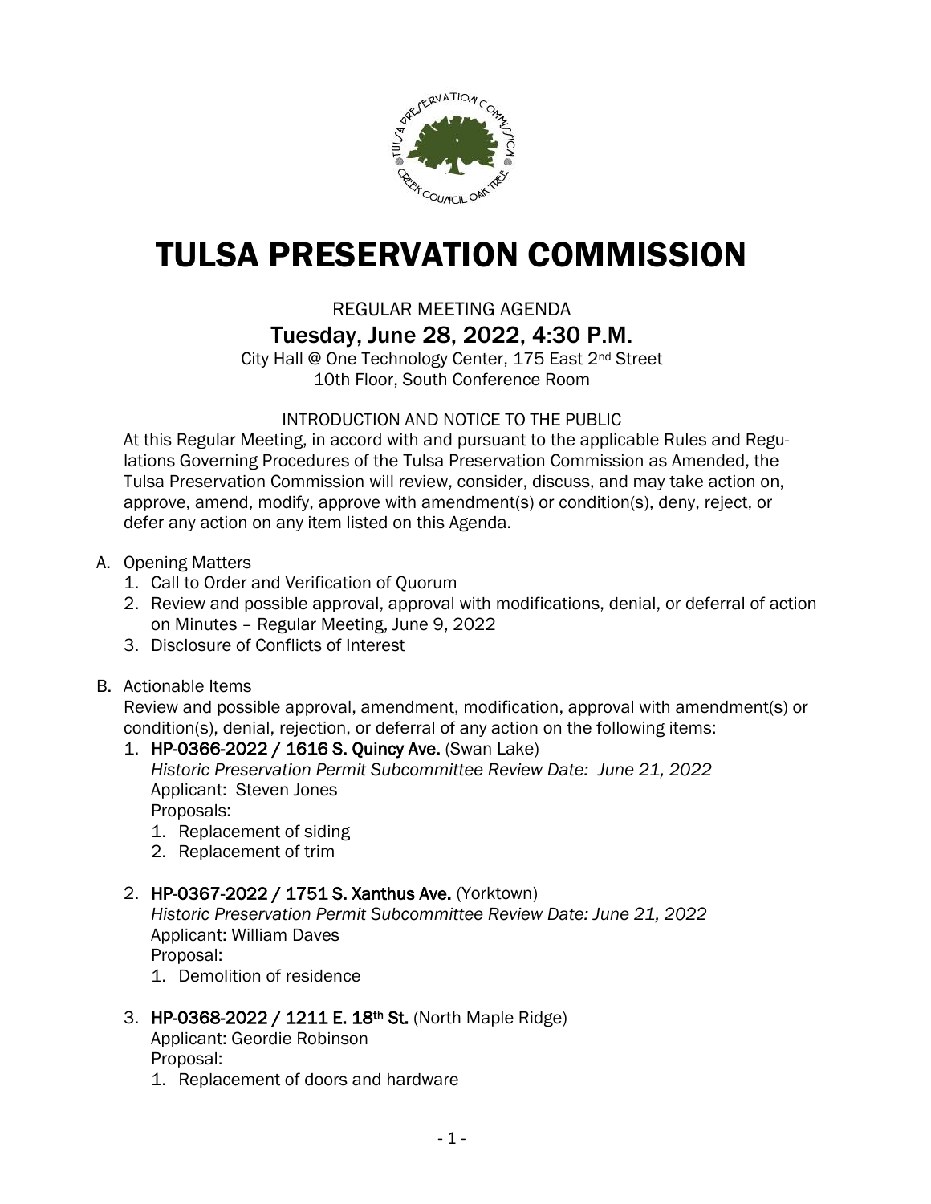# TULSA PRESERVATION COMMISSION

REGULAR MEETING AGENDA

## Tuesday, June 28, 2022, 4:30 P.M.

City Hall @ One Technology Center, 175 East 2nd Street
10th Floor, South Conference Room

INTRODUCTION AND NOTICE TO THE PUBLIC

At this Regular Meeting, in accord with and pursuant to the applicable Rules and Regulations Governing Procedures of the Tulsa Preservation Commission as Amended, the Tulsa Preservation Commission will review, consider, discuss, and may take action on, approve, amend, modify, approve with amendment(s) or condition(s), deny, reject, or defer any action on any item listed on this Agenda.

A. Opening Matters
   1. Call to Order and Verification of Quorum
   2. Review and possible approval, approval with modifications, denial, or deferral of action on Minutes – Regular Meeting, June 9, 2022
   3. Disclosure of Conflicts of Interest

B. Actionable Items

   Review and possible approval, amendment, modification, approval with amendment(s) or condition(s), denial, rejection, or deferral of any action on the following items:

   1. **HP-0366-2022 / 1616 S. Quincy Ave.** (Swan Lake)
      *Historic Preservation Permit Subcommittee Review Date: June 21, 2022*
      Applicant: Steven Jones
      Proposals:
      1. Replacement of siding
      2. Replacement of trim

   2. **HP-0367-2022 / 1751 S. Xanthus Ave.** (Yorktown)
      *Historic Preservation Permit Subcommittee Review Date: June 21, 2022*
      Applicant: William Daves
      Proposal:
      1. Demolition of residence

   3. **HP-0368-2022 / 1211 E. 18th St.** (North Maple Ridge)
      Applicant: Geordie Robinson
      Proposal:
      1. Replacement of doors and hardware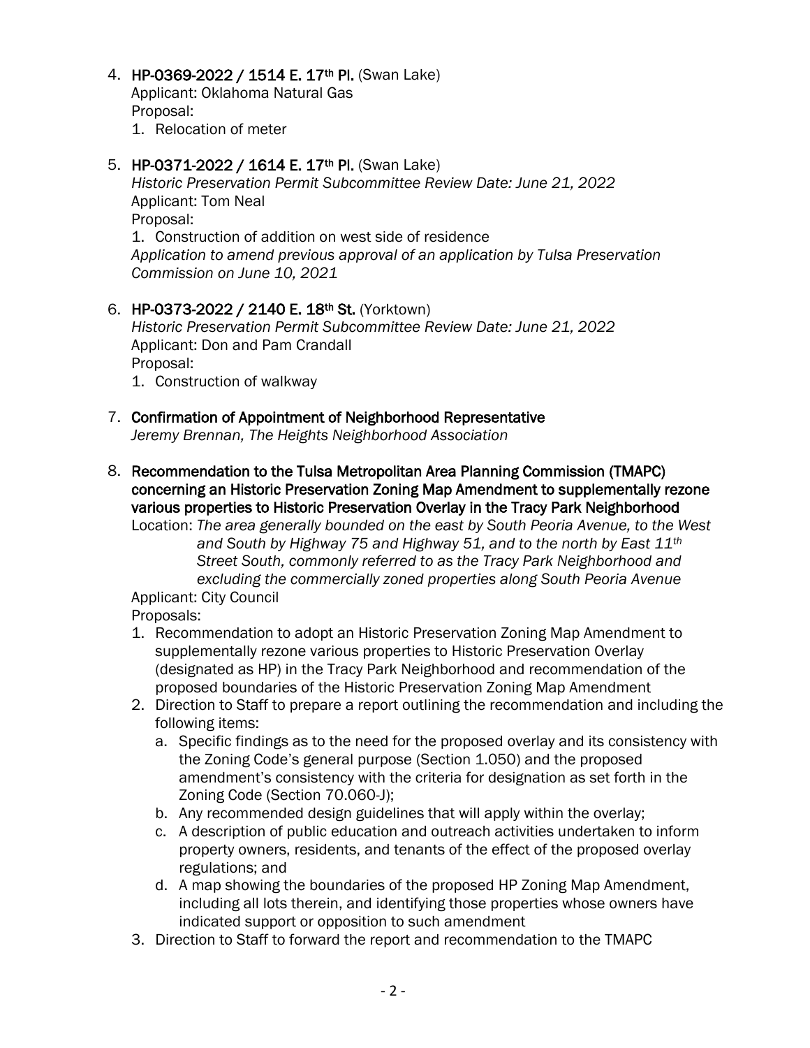4. **HP-0369-2022 / 1514 E. 17th Pl.** (Swan Lake)
   Applicant: Oklahoma Natural Gas
   Proposal:
   1. Relocation of meter

5. **HP-0371-2022 / 1614 E. 17th Pl.** (Swan Lake)
   *Historic Preservation Permit Subcommittee Review Date: June 21, 2022*
   Applicant: Tom Neal
   Proposal:
   1. Construction of addition on west side of residence

   *Application to amend previous approval of an application by Tulsa Preservation Commission on June 10, 2021*

6. **HP-0373-2022 / 2140 E. 18th St.** (Yorktown)
   *Historic Preservation Permit Subcommittee Review Date: June 21, 2022*
   Applicant: Don and Pam Crandall
   Proposal:
   1. Construction of walkway

7. **Confirmation of Appointment of Neighborhood Representative**
   *Jeremy Brennan, The Heights Neighborhood Association*

8. **Recommendation to the Tulsa Metropolitan Area Planning Commission (TMAPC) concerning an Historic Preservation Zoning Map Amendment to supplementally rezone various properties to Historic Preservation Overlay in the Tracy Park Neighborhood**
   Location: *The area generally bounded on the east by South Peoria Avenue, to the West and South by Highway 75 and Highway 51, and to the north by East 11th Street South, commonly referred to as the Tracy Park Neighborhood and excluding the commercially zoned properties along South Peoria Avenue*
   Applicant: City Council
   Proposals:
   1. Recommendation to adopt an Historic Preservation Zoning Map Amendment to supplementally rezone various properties to Historic Preservation Overlay (designated as HP) in the Tracy Park Neighborhood and recommendation of the proposed boundaries of the Historic Preservation Zoning Map Amendment
   2. Direction to Staff to prepare a report outlining the recommendation and including the following items:
      a. Specific findings as to the need for the proposed overlay and its consistency with the Zoning Code's general purpose (Section 1.050) and the proposed amendment's consistency with the criteria for designation as set forth in the Zoning Code (Section 70.060-J);
      b. Any recommended design guidelines that will apply within the overlay;
      c. A description of public education and outreach activities undertaken to inform property owners, residents, and tenants of the effect of the proposed overlay regulations; and
      d. A map showing the boundaries of the proposed HP Zoning Map Amendment, including all lots therein, and identifying those properties whose owners have indicated support or opposition to such amendment
   3. Direction to Staff to forward the report and recommendation to the TMAPC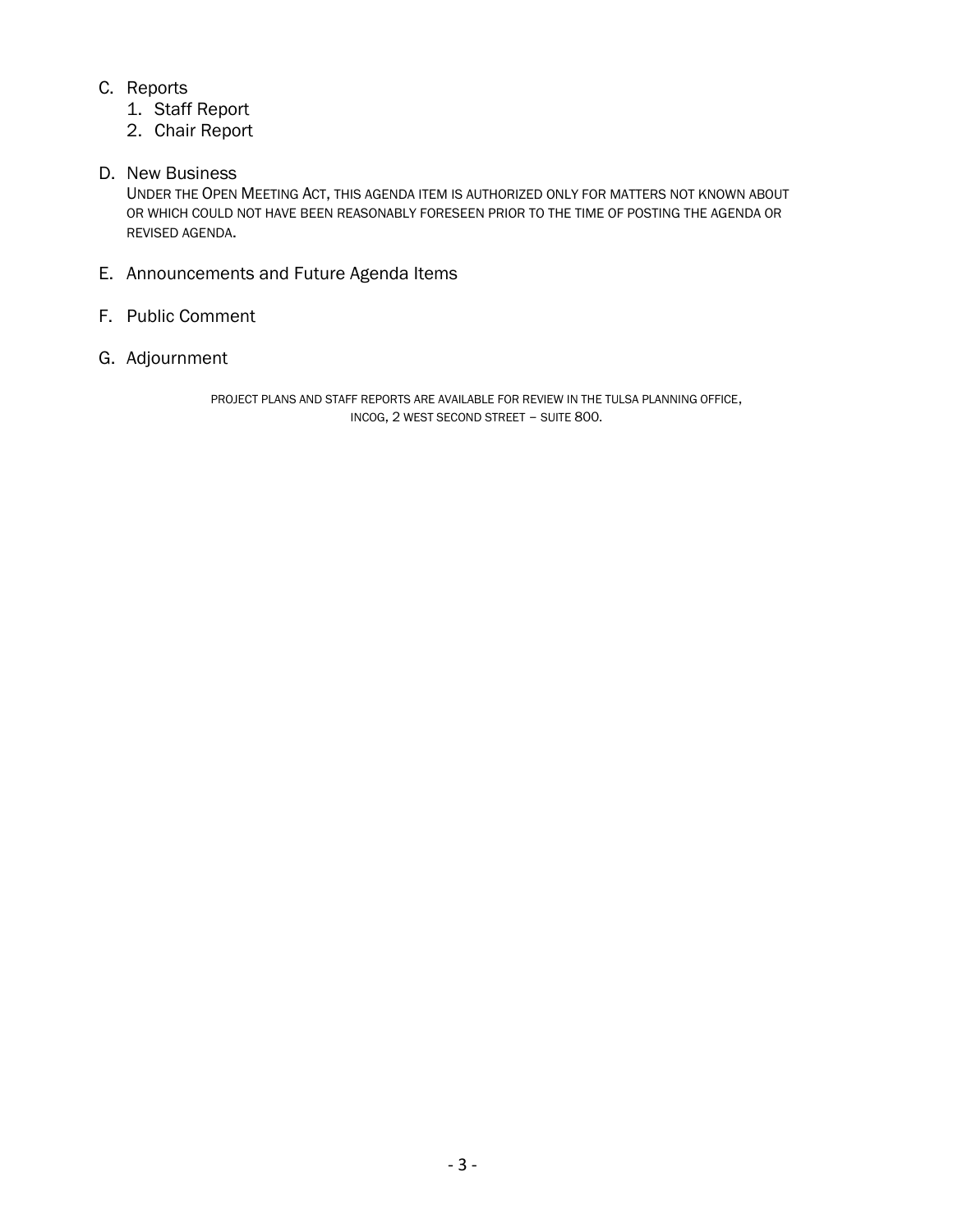C. Reports
   1. Staff Report
   2. Chair Report

D. New Business
   UNDER THE OPEN MEETING ACT, THIS AGENDA ITEM IS AUTHORIZED ONLY FOR MATTERS NOT KNOWN ABOUT OR WHICH COULD NOT HAVE BEEN REASONABLY FORESEEN PRIOR TO THE TIME OF POSTING THE AGENDA OR REVISED AGENDA.

E. Announcements and Future Agenda Items

F. Public Comment

G. Adjournment

PROJECT PLANS AND STAFF REPORTS ARE AVAILABLE FOR REVIEW IN THE TULSA PLANNING OFFICE, INCOG, 2 WEST SECOND STREET – SUITE 800.